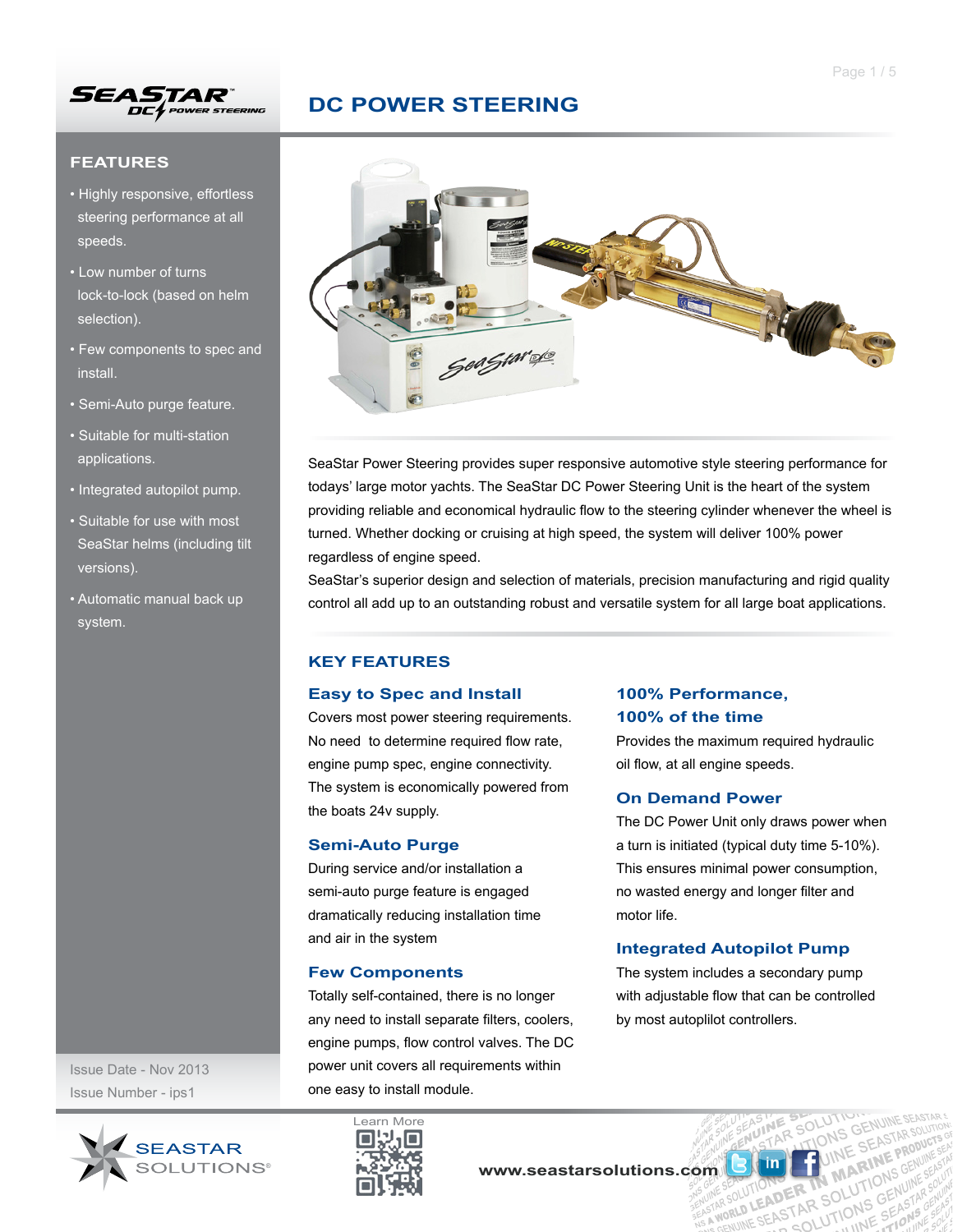# DC POWER STEERING

## FEATURES

- Highly responsive, effortless steering performance at all speeds.
- Low number of turns lock-to-lock (based on helm selection).
- Few components to spec and install.
- Semi-Auto purge feature.
- Suitable for multi-station applications.
- Integrated autopilot pump.
- Suitable for use with most SeaStar helms (including tilt versions).
- Automatic manual back up system.

Issue Date - Nov 2013

Issue Number - ips1

SeaStar Power Steering provides super responsive automotive style steering performance for todays' large motor yachts. The SeaStar DC Power Steering Unit is the heart of the system providing reliable and economical hydraulic flow to the steering cylinder whenever the wheel is turned. Whether docking or cruising at high speed, the system will deliver 100% power regardless of engine speed.

SeaStar's superior design and selection of materials, precision manufacturing and rigid quality control all add up to an outstanding robust and versatile system for all large boat applications.

## KEY FEATURES

### Easy to Spec and Install

Covers most power steering requirements. No need to determine required flow rate, engine pump spec, engine connectivity. The system is economically powered from the boats 24v supply.

### Semi-Auto Purge

During service and/or installation a semi-auto purge feature is engaged dramatically reducing installation time and air in the system

### Few Components

Totally self-contained, there is no longer any need to install separate filters, coolers, engine pumps, flow control valves. The DC power unit covers all requirements within one easy to install module.

### 100% Performance, 100% of the time

Provides the maximum required hydraulic oil flow, at all engine speeds.

### On Demand Power

The DC Power Unit only draws power when a turn is initiated (typical duty time 5-10%). This ensures minimal power consumption, no wasted energy and longer filter and motor life.

### Integrated Autopilot Pump

The system includes a secondary pump with adjustable flow that can be controlled by most autoplilot controllers.

Learn More

www.seastarsolutions.com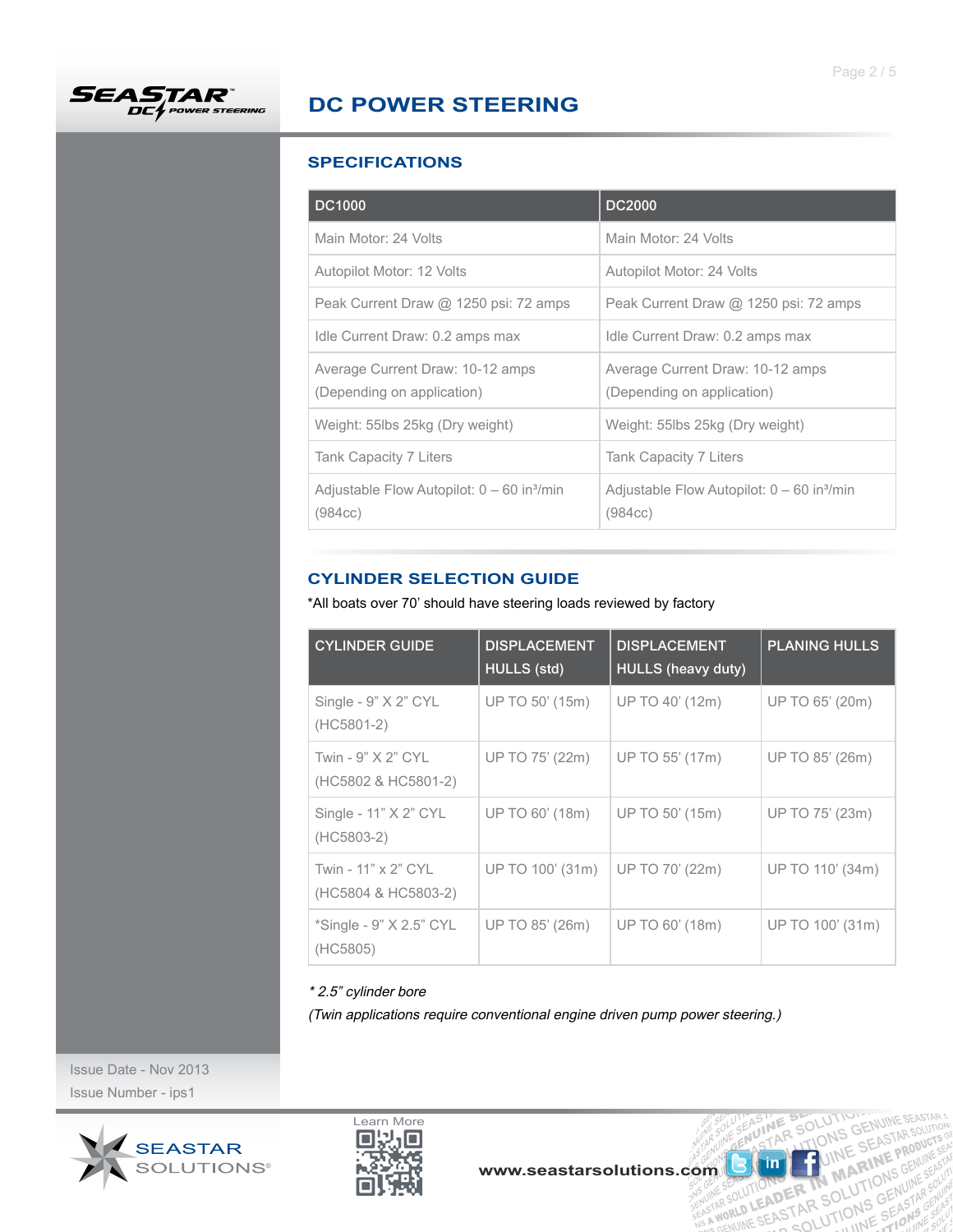# DC POWER STEERING

## SPECIFICATIONS

| DC1000 | DC2000 |
|---|---|
| Main Motor: 24 Volts | Main Motor: 24 Volts |
| Autopilot Motor: 12 Volts | Autopilot Motor: 24 Volts |
| Peak Current Draw @ 1250 psi: 72 amps | Peak Current Draw @ 1250 psi: 72 amps |
| Idle Current Draw: 0.2 amps max | Idle Current Draw: 0.2 amps max |
| Average Current Draw: 10-12 amps (Depending on application) | Average Current Draw: 10-12 amps (Depending on application) |
| Weight: 55lbs 25kg (Dry weight) | Weight: 55lbs 25kg (Dry weight) |
| Tank Capacity 7 Liters | Tank Capacity 7 Liters |
| Adjustable Flow Autopilot: 0 – 60 in³/min (984cc) | Adjustable Flow Autopilot: 0 – 60 in³/min (984cc) |

## CYLINDER SELECTION GUIDE

*All boats over 70' should have steering loads reviewed by factory

| CYLINDER GUIDE | DISPLACEMENT HULLS (std) | DISPLACEMENT HULLS (heavy duty) | PLANING HULLS |
|---|---|---|---|
| Single - 9" X 2" CYL (HC5801-2) | UP TO 50' (15m) | UP TO 40' (12m) | UP TO 65' (20m) |
| Twin - 9" X 2" CYL (HC5802 & HC5801-2) | UP TO 75' (22m) | UP TO 55' (17m) | UP TO 85' (26m) |
| Single - 11" X 2" CYL (HC5803-2) | UP TO 60' (18m) | UP TO 50' (15m) | UP TO 75' (23m) |
| Twin - 11" x 2" CYL (HC5804 & HC5803-2) | UP TO 100' (31m) | UP TO 70' (22m) | UP TO 110' (34m) |
| *Single - 9" X 2.5" CYL (HC5805) | UP TO 85' (26m) | UP TO 60' (18m) | UP TO 100' (31m) |

*\* 2.5" cylinder bore*

*(Twin applications require conventional engine driven pump power steering.)*

Issue Date - Nov 2013

Issue Number - ips1

Learn More

www.seastarsolutions.com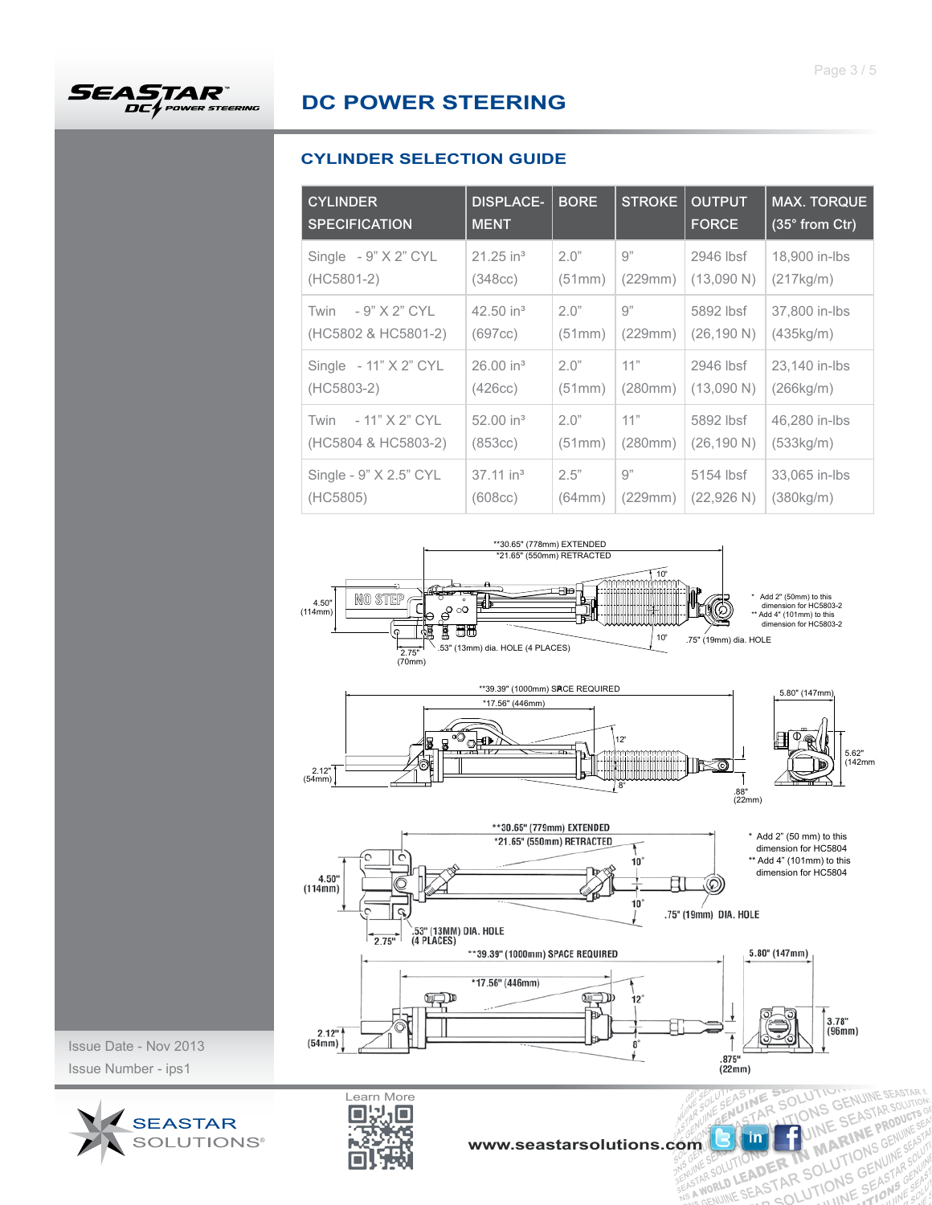# DC POWER STEERING

## CYLINDER SELECTION GUIDE

| CYLINDER SPECIFICATION | DISPLACE-MENT | BORE | STROKE | OUTPUT FORCE | MAX. TORQUE (35° from Ctr) |
|---|---|---|---|---|---|
| Single - 9" X 2" CYL (HC5801-2) | 21.25 in³ (348cc) | 2.0" (51mm) | 9" (229mm) | 2946 lbsf (13,090 N) | 18,900 in-lbs (217kg/m) |
| Twin - 9" X 2" CYL (HC5802 & HC5801-2) | 42.50 in³ (697cc) | 2.0" (51mm) | 9" (229mm) | 5892 lbsf (26,190 N) | 37,800 in-lbs (435kg/m) |
| Single - 11" X 2" CYL (HC5803-2) | 26.00 in³ (426cc) | 2.0" (51mm) | 11" (280mm) | 2946 lbsf (13,090 N) | 23,140 in-lbs (266kg/m) |
| Twin - 11" X 2" CYL (HC5804 & HC5803-2) | 52.00 in³ (853cc) | 2.0" (51mm) | 11" (280mm) | 5892 lbsf (26,190 N) | 46,280 in-lbs (533kg/m) |
| Single - 9" X 2.5" CYL (HC5805) | 37.11 in³ (608cc) | 2.5" (64mm) | 9" (229mm) | 5154 lbsf (22,926 N) | 33,065 in-lbs (380kg/m) |

**30.65" (778mm) EXTENDED
*21.65" (550mm) RETRACTED
4.50" (114mm)
2.75" (70mm)
.53" (13mm) dia. HOLE (4 PLACES)
.75" (19mm) dia. HOLE
10°
10°
* Add 2" (50mm) to this dimension for HC5803-2
** Add 4" (101mm) to this dimension for HC5803-2

**39.39" (1000mm) SPACE REQUIRED
*17.56" (446mm)
12°
8°
2.12" (54mm)
.88" (22mm)
5.80" (147mm)
5.62" (142mm)

**30.65" (779mm) EXTENDED
*21.65" (550mm) RETRACTED
4.50" (114mm)
2.75"
.53" (13MM) DIA. HOLE (4 PLACES)
.75" (19mm) DIA. HOLE
10°
10°
* Add 2" (50 mm) to this dimension for HC5804
** Add 4" (101mm) to this dimension for HC5804

**39.39" (1000mm) SPACE REQUIRED
*17.56" (446mm)
12°
8°
2.12" (54mm)
.875" (22mm)
5.80" (147mm)
3.78" (96mm)

Issue Date - Nov 2013
Issue Number - ips1

Learn More

www.seastarsolutions.com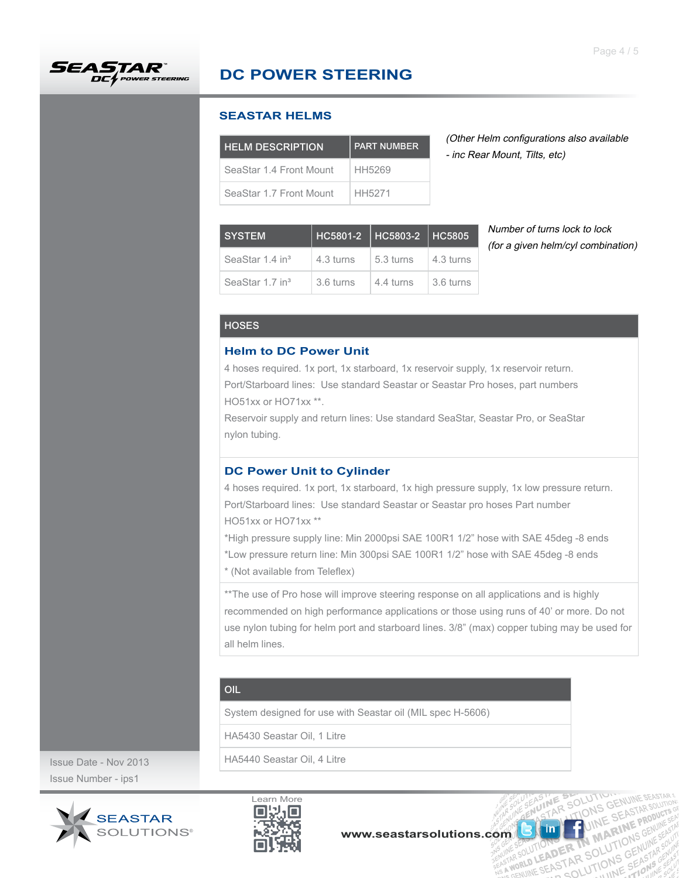# DC POWER STEERING

## SEASTAR HELMS

| HELM DESCRIPTION | PART NUMBER |
|---|---|
| SeaStar 1.4 Front Mount | HH5269 |
| SeaStar 1.7 Front Mount | HH5271 |

*(Other Helm configurations also available - inc Rear Mount, Tilts, etc)*

| SYSTEM | HC5801-2 | HC5803-2 | HC5805 |
|---|---|---|---|
| SeaStar 1.4 in³ | 4.3 turns | 5.3 turns | 4.3 turns |
| SeaStar 1.7 in³ | 3.6 turns | 4.4 turns | 3.6 turns |

*Number of turns lock to lock (for a given helm/cyl combination)*

## HOSES

### Helm to DC Power Unit

4 hoses required. 1x port, 1x starboard, 1x reservoir supply, 1x reservoir return.
Port/Starboard lines: Use standard Seastar or Seastar Pro hoses, part numbers HO51xx or HO71xx **.
Reservoir supply and return lines: Use standard SeaStar, Seastar Pro, or SeaStar nylon tubing.

### DC Power Unit to Cylinder

4 hoses required. 1x port, 1x starboard, 1x high pressure supply, 1x low pressure return.
Port/Starboard lines: Use standard Seastar or Seastar pro hoses Part number HO51xx or HO71xx **
*High pressure supply line: Min 2000psi SAE 100R1 1/2" hose with SAE 45deg -8 ends
*Low pressure return line: Min 300psi SAE 100R1 1/2" hose with SAE 45deg -8 ends
* (Not available from Teleflex)

**The use of Pro hose will improve steering response on all applications and is highly recommended on high performance applications or those using runs of 40' or more. Do not use nylon tubing for helm port and starboard lines. 3/8" (max) copper tubing may be used for all helm lines.

## OIL

System designed for use with Seastar oil (MIL spec H-5606)

HA5430 Seastar Oil, 1 Litre

HA5440 Seastar Oil, 4 Litre

Issue Date - Nov 2013
Issue Number - ips1

Learn More

www.seastarsolutions.com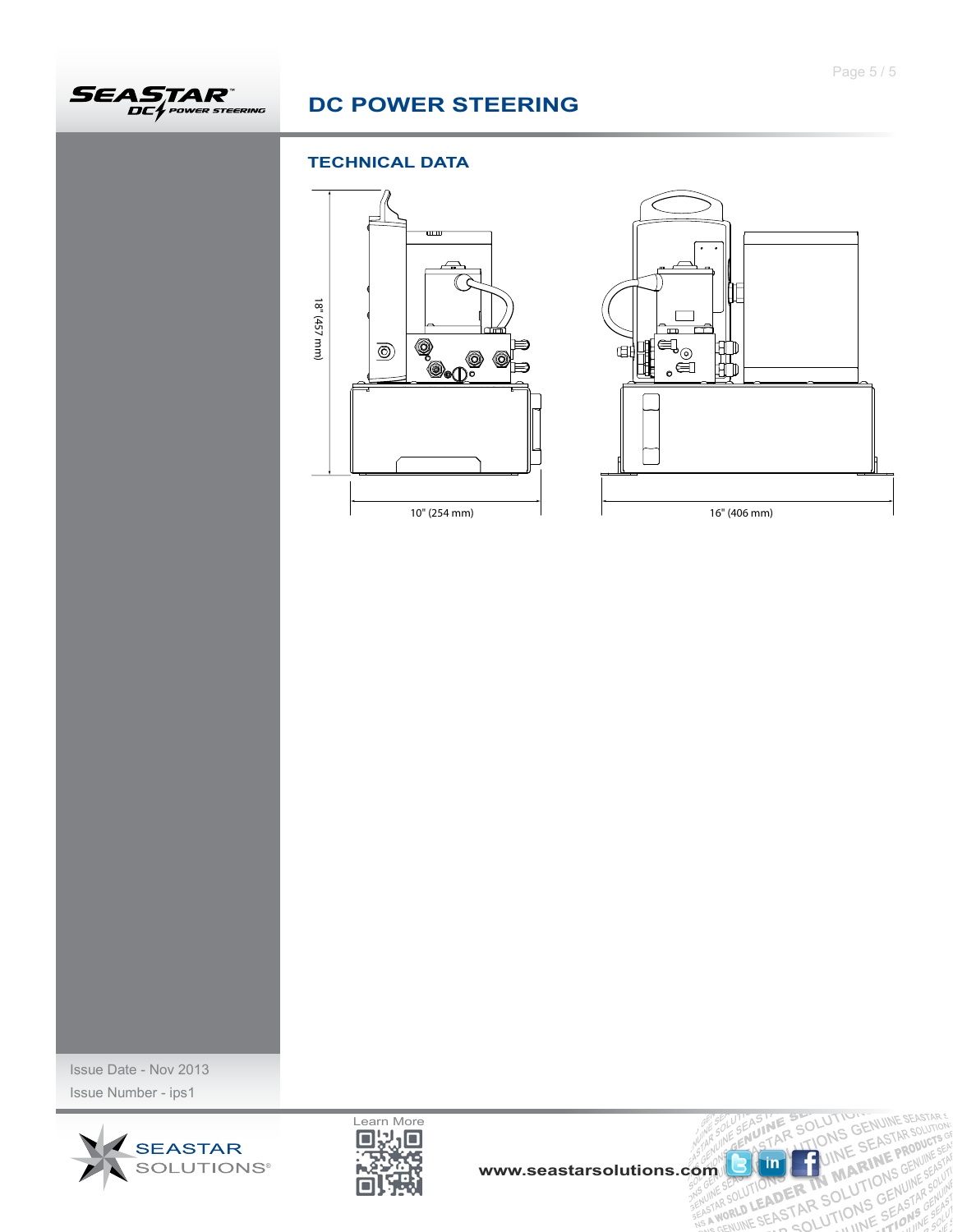# DC POWER STEERING

## TECHNICAL DATA

18" (457 mm)

10" (254 mm)

16" (406 mm)

Issue Date - Nov 2013

Issue Number - ips1

Learn More

www.seastarsolutions.com